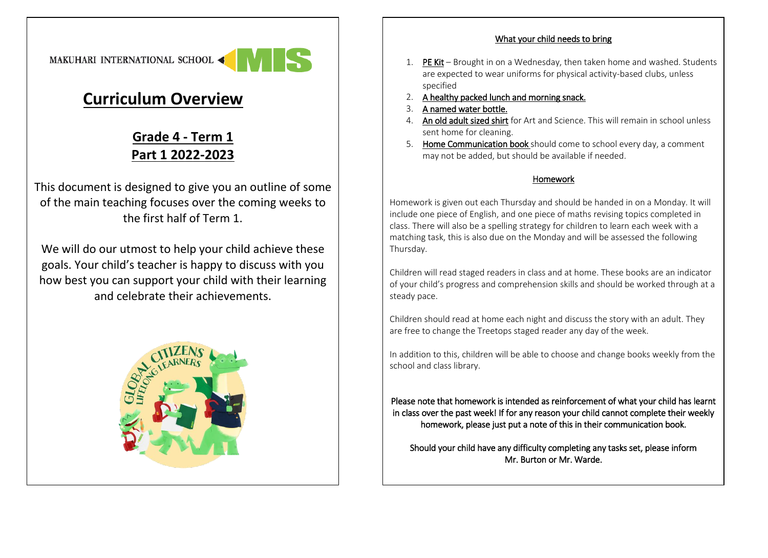MAKUHARI INTERNATIONAL SCHOOL MIS

# Curriculum Overview

## Grade 4 - Term 1
## Part 1 2022-2023

This document is designed to give you an outline of some of the main teaching focuses over the coming weeks to the first half of Term 1.

We will do our utmost to help your child achieve these goals. Your child's teacher is happy to discuss with you how best you can support your child with their learning and celebrate their achievements.

### What your child needs to bring

1. PE Kit – Brought in on a Wednesday, then taken home and washed. Students are expected to wear uniforms for physical activity-based clubs, unless specified
2. A healthy packed lunch and morning snack.
3. A named water bottle.
4. An old adult sized shirt for Art and Science. This will remain in school unless sent home for cleaning.
5. Home Communication book should come to school every day, a comment may not be added, but should be available if needed.

### Homework

Homework is given out each Thursday and should be handed in on a Monday. It will include one piece of English, and one piece of maths revising topics completed in class. There will also be a spelling strategy for children to learn each week with a matching task, this is also due on the Monday and will be assessed the following Thursday.

Children will read staged readers in class and at home. These books are an indicator of your child's progress and comprehension skills and should be worked through at a steady pace.

Children should read at home each night and discuss the story with an adult. They are free to change the Treetops staged reader any day of the week.

In addition to this, children will be able to choose and change books weekly from the school and class library.

Please note that homework is intended as reinforcement of what your child has learnt in class over the past week! If for any reason your child cannot complete their weekly homework, please just put a note of this in their communication book.

Should your child have any difficulty completing any tasks set, please inform Mr. Burton or Mr. Warde.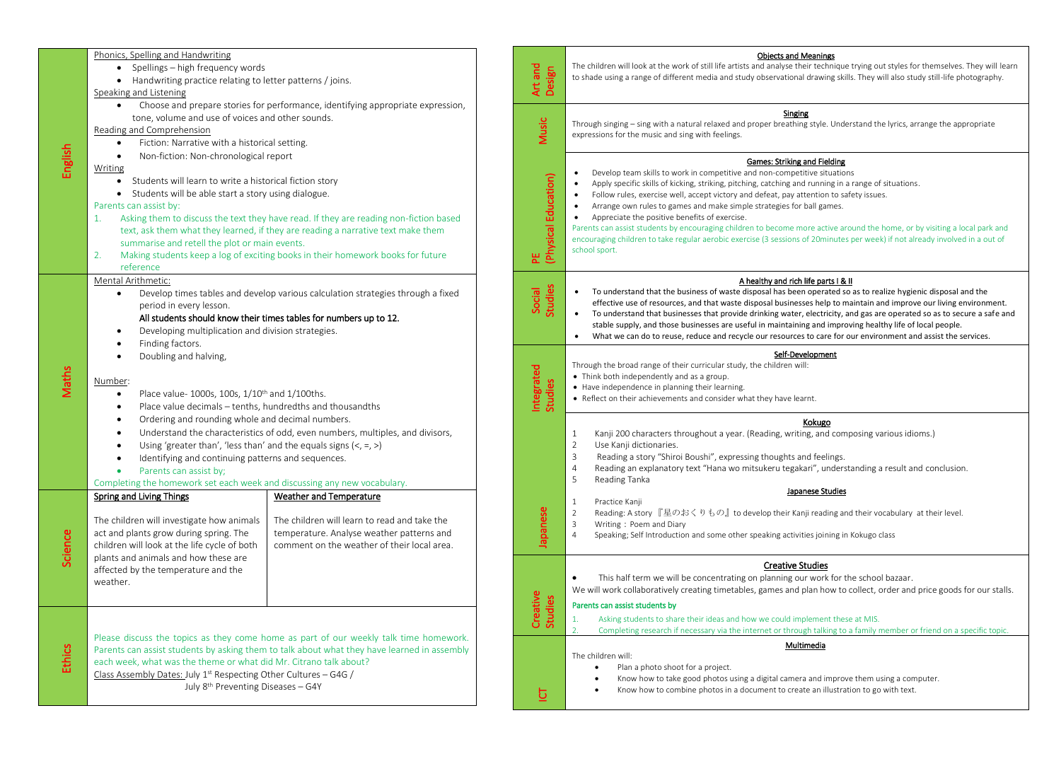## English

**Phonics, Spelling and Handwriting**

- Spellings – high frequency words
- Handwriting practice relating to letter patterns / joins.

**Speaking and Listening**

- Choose and prepare stories for performance, identifying appropriate expression, tone, volume and use of voices and other sounds.

**Reading and Comprehension**

- Fiction: Narrative with a historical setting.
- Non-fiction: Non-chronological report

**Writing**

- Students will learn to write a historical fiction story
- Students will be able start a story using dialogue.

Parents can assist by:

1. Asking them to discuss the text they have read. If they are reading non-fiction based text, ask them what they learned, if they are reading a narrative text make them summarise and retell the plot or main events.
2. Making students keep a log of exciting books in their homework books for future reference

## Maths

**Mental Arithmetic:**

- Develop times tables and develop various calculation strategies through a fixed period in every lesson.
  **All students should know their times tables for numbers up to 12.**
- Developing multiplication and division strategies.
- Finding factors.
- Doubling and halving,

**Number:**

- Place value- 1000s, 100s, 1/10th and 1/100ths.
- Place value decimals – tenths, hundredths and thousandths
- Ordering and rounding whole and decimal numbers.
- Understand the characteristics of odd, even numbers, multiples, and divisors,
- Using 'greater than', 'less than' and the equals signs (<, =, >)
- Identifying and continuing patterns and sequences.
- Parents can assist by;

Completing the homework set each week and discussing any new vocabulary.

## Science

| Spring and Living Things | Weather and Temperature |
|---|---|
| The children will investigate how animals act and plants grow during spring. The children will look at the life cycle of both plants and animals and how these are affected by the temperature and the weather. | The children will learn to read and take the temperature. Analyse weather patterns and comment on the weather of their local area. |

## Ethics

Please discuss the topics as they come home as part of our weekly talk time homework. Parents can assist students by asking them to talk about what they have learned in assembly each week, what was the theme or what did Mr. Citrano talk about?

Class Assembly Dates: July 1st Respecting Other Cultures – G4G /
July 8th Preventing Diseases – G4Y

## Art and Design

**Objects and Meanings**

The children will look at the work of still life artists and analyse their technique trying out styles for themselves. They will learn to shade using a range of different media and study observational drawing skills. They will also study still-life photography.

## Music

**Singing**

Through singing – sing with a natural relaxed and proper breathing style. Understand the lyrics, arrange the appropriate expressions for the music and sing with feelings.

## PE (Physical Education)

**Games: Striking and Fielding**

- Develop team skills to work in competitive and non-competitive situations
- Apply specific skills of kicking, striking, pitching, catching and running in a range of situations.
- Follow rules, exercise well, accept victory and defeat, pay attention to safety issues.
- Arrange own rules to games and make simple strategies for ball games.
- Appreciate the positive benefits of exercise.

Parents can assist students by encouraging children to become more active around the home, or by visiting a local park and encouraging children to take regular aerobic exercise (3 sessions of 20minutes per week) if not already involved in a out of school sport.

## Social Studies

**A healthy and rich life parts I & II**

- To understand that the business of waste disposal has been operated so as to realize hygienic disposal and the effective use of resources, and that waste disposal businesses help to maintain and improve our living environment.
- To understand that businesses that provide drinking water, electricity, and gas are operated so as to secure a safe and stable supply, and those businesses are useful in maintaining and improving healthy life of local people.
- What we can do to reuse, reduce and recycle our resources to care for our environment and assist the services.

## Integrated Studies

**Self-Development**

Through the broad range of their curricular study, the children will:

- Think both independently and as a group.
- Have independence in planning their learning.
- Reflect on their achievements and consider what they have learnt.

## Japanese

**Kokugo**

1. Kanji 200 characters throughout a year. (Reading, writing, and composing various idioms.)
2. Use Kanji dictionaries.
3. Reading a story "Shiroi Boushi", expressing thoughts and feelings.
4. Reading an explanatory text "Hana wo mitsukeru tegakari", understanding a result and conclusion.
5. Reading Tanka

**Japanese Studies**

1. Practice Kanji
2. Reading: A story 『星のおくりもの』 to develop their Kanji reading and their vocabulary at their level.
3. Writing：Poem and Diary
4. Speaking; Self Introduction and some other speaking activities joining in Kokugo class

## Creative Studies

**Creative Studies**

- This half term we will be concentrating on planning our work for the school bazaar.

We will work collaboratively creating timetables, games and plan how to collect, order and price goods for our stalls.

Parents can assist students by

1. Asking students to share their ideas and how we could implement these at MIS.
2. Completing research if necessary via the internet or through talking to a family member or friend on a specific topic.

## ICT

**Multimedia**

The children will:

- Plan a photo shoot for a project.
- Know how to take good photos using a digital camera and improve them using a computer.
- Know how to combine photos in a document to create an illustration to go with text.